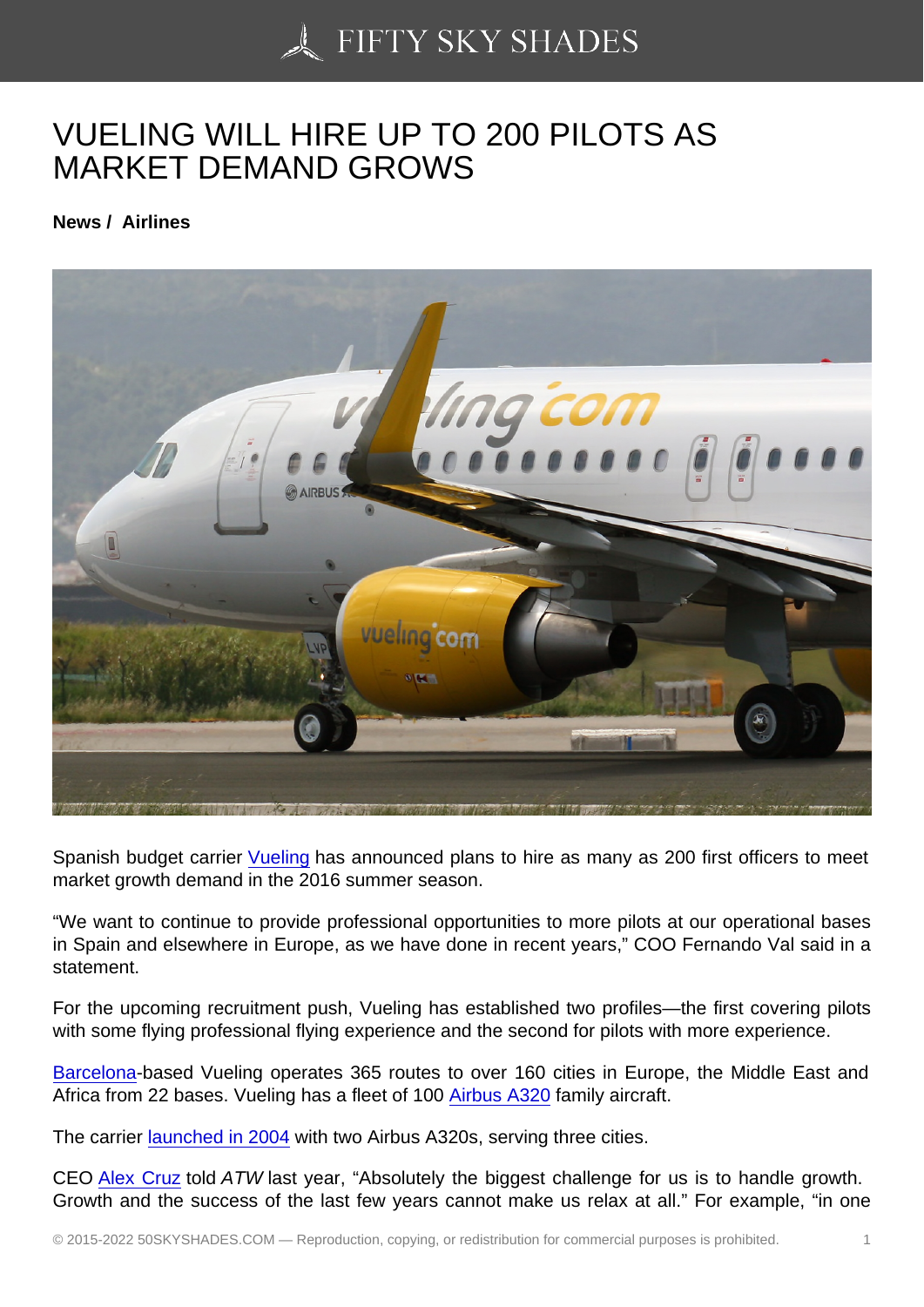# VUELING WILL HIRE UP TO 200 PILOTS AS MARKET DEMAND GROWS

**News / Airlines**

Spanish budget carrier Vueling has announced plans to hire as many as 200 first officers to meet market growth demand in the 2016 summer season.

"We want to continue to provide professional opportunities to more pilots at our operational bases in Spain and elsewhere in Europe, as we have done in recent years," COO Fernando Val said in a statement.

For the upcoming recruitment push, Vueling has established two profiles—the first covering pilots with some flying professional flying experience and the second for pilots with more experience.

Barcelona-based Vueling operates 365 routes to over 160 cities in Europe, the Middle East and Africa from 22 bases. Vueling has a fleet of 100 Airbus A320 family aircraft.

The carrier launched in 2004 with two Airbus A320s, serving three cities.

CEO Alex Cruz told *ATW* last year, "Absolutely the biggest challenge for us is to handle growth. Growth and the success of the last few years cannot make us relax at all." For example, "in one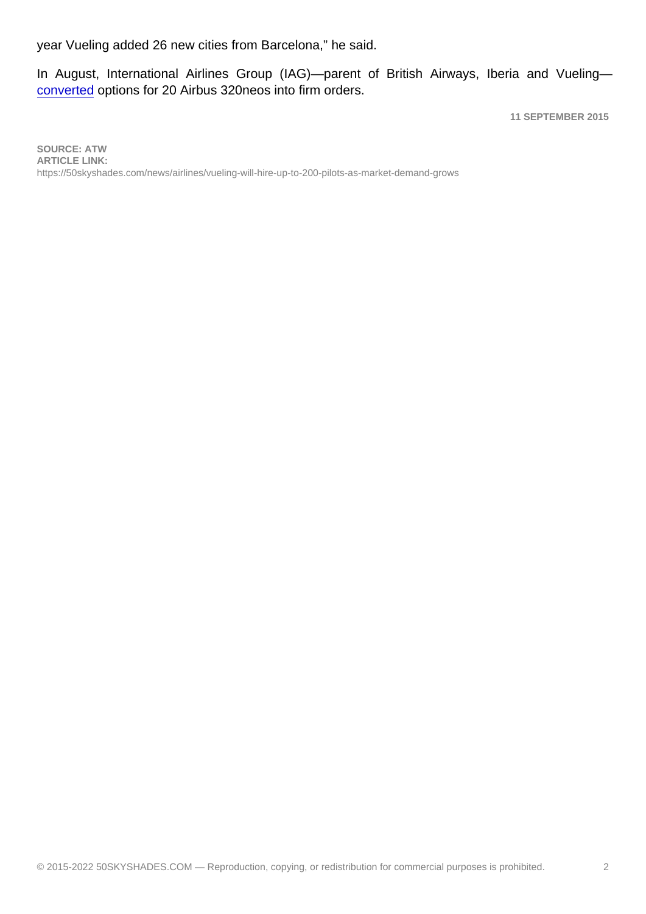year Vueling added 26 new cities from Barcelona," he said.

In August, International Airlines Group (IAG)—parent of British Airways, Iberia and Vueling—converted options for 20 Airbus 320neos into firm orders.

**11 SEPTEMBER 2015**

**SOURCE: ATW**
**ARTICLE LINK:**
https://50skyshades.com/news/airlines/vueling-will-hire-up-to-200-pilots-as-market-demand-grows